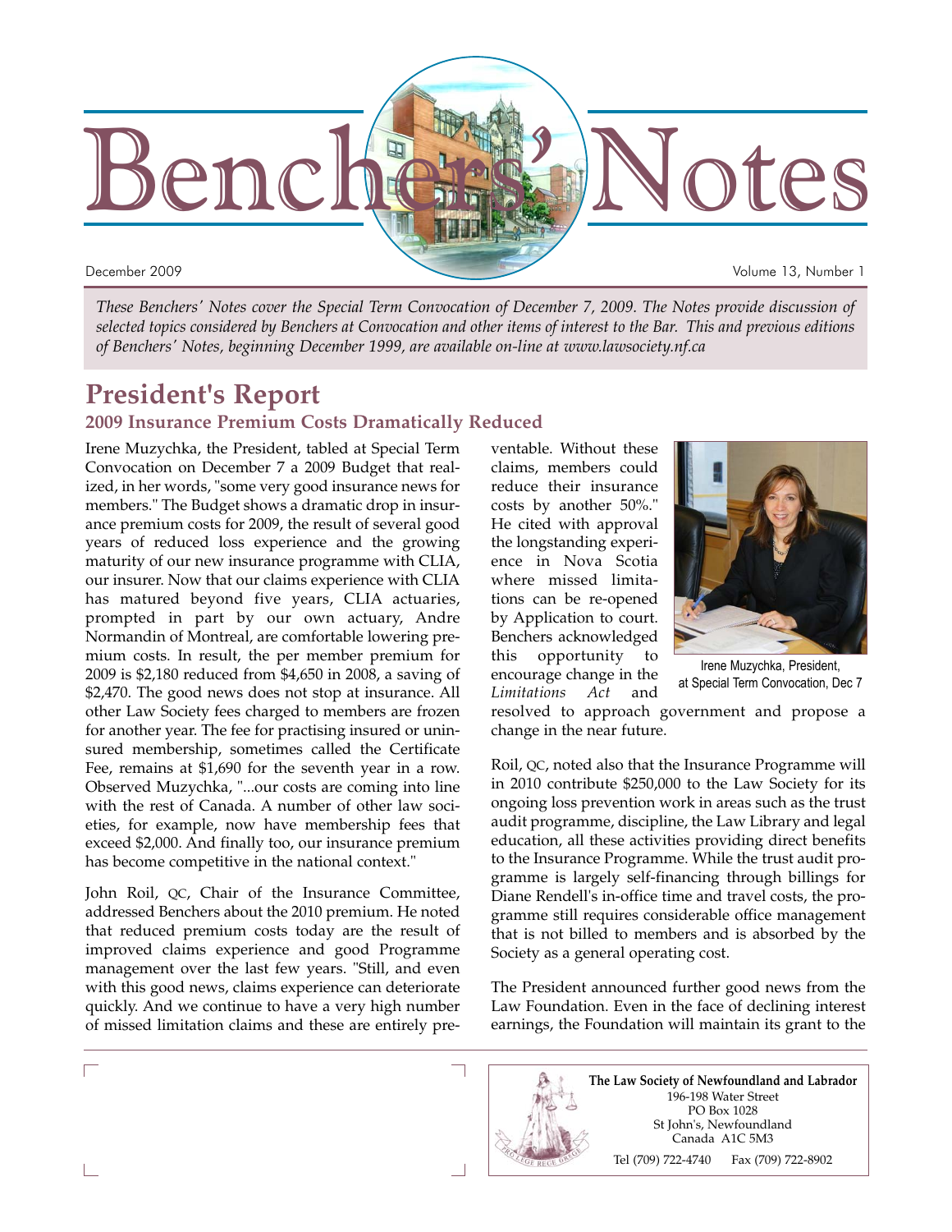# Benchers' Notes

December 2009 Volume 13, Number 1

*These Benchers' Notes cover the Special Term Convocation of December 7, 2009. The Notes provide discussion of selected topics considered by Benchers at Convocation and other items of interest to the Bar. This and previous editions of Benchers' Notes, beginning December 1999, are available on-line at www.lawsociety.nf.ca*

## President's Report

### 2009 Insurance Premium Costs Dramatically Reduced

Irene Muzychka, the President, tabled at Special Term Convocation on December 7 a 2009 Budget that realized, in her words, "some very good insurance news for members." The Budget shows a dramatic drop in insurance premium costs for 2009, the result of several good years of reduced loss experience and the growing maturity of our new insurance programme with CLIA, our insurer. Now that our claims experience with CLIA has matured beyond five years, CLIA actuaries, prompted in part by our own actuary, Andre Normandin of Montreal, are comfortable lowering premium costs. In result, the per member premium for 2009 is $2,180 reduced from $4,650 in 2008, a saving of $2,470. The good news does not stop at insurance. All other Law Society fees charged to members are frozen for another year. The fee for practising insured or uninsured membership, sometimes called the Certificate Fee, remains at $1,690 for the seventh year in a row. Observed Muzychka, "...our costs are coming into line with the rest of Canada. A number of other law societies, for example, now have membership fees that exceed $2,000. And finally too, our insurance premium has become competitive in the national context."

John Roil, QC, Chair of the Insurance Committee, addressed Benchers about the 2010 premium. He noted that reduced premium costs today are the result of improved claims experience and good Programme management over the last few years. "Still, and even with this good news, claims experience can deteriorate quickly. And we continue to have a very high number of missed limitation claims and these are entirely preventable. Without these claims, members could reduce their insurance costs by another 50%." He cited with approval the longstanding experience in Nova Scotia where missed limitations can be re-opened by Application to court. Benchers acknowledged this opportunity to encourage change in the *Limitations Act* and resolved to approach government and propose a change in the near future.

Irene Muzychka, President, at Special Term Convocation, Dec 7

Roil, QC, noted also that the Insurance Programme will in 2010 contribute $250,000 to the Law Society for its ongoing loss prevention work in areas such as the trust audit programme, discipline, the Law Library and legal education, all these activities providing direct benefits to the Insurance Programme. While the trust audit programme is largely self-financing through billings for Diane Rendell's in-office time and travel costs, the programme still requires considerable office management that is not billed to members and is absorbed by the Society as a general operating cost.

The President announced further good news from the Law Foundation. Even in the face of declining interest earnings, the Foundation will maintain its grant to the

**The Law Society of Newfoundland and Labrador**
196-198 Water Street
PO Box 1028
St John's, Newfoundland
Canada A1C 5M3
Tel (709) 722-4740 Fax (709) 722-8902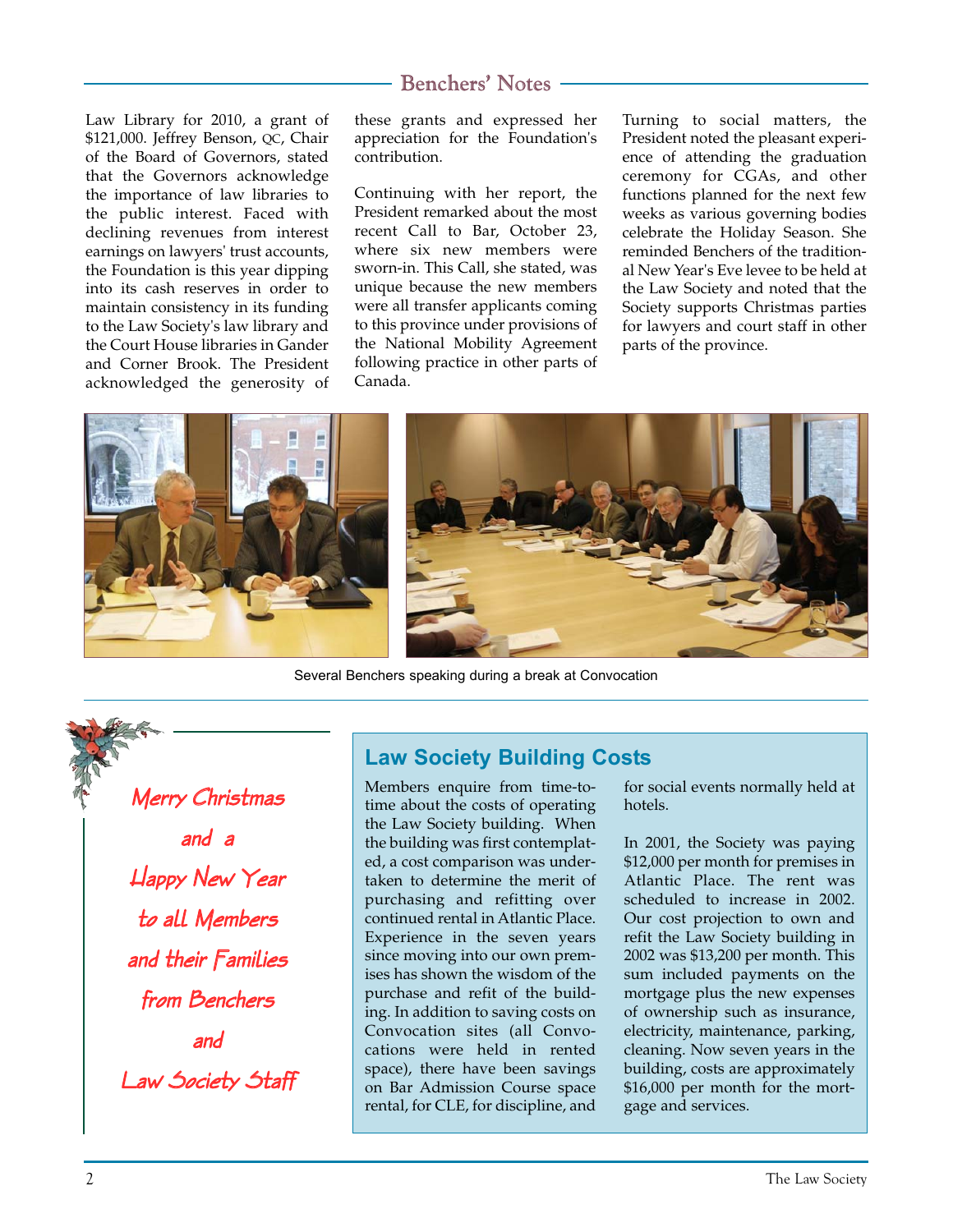## Benchers' Notes

Law Library for 2010, a grant of $121,000. Jeffrey Benson, QC, Chair of the Board of Governors, stated that the Governors acknowledge the importance of law libraries to the public interest. Faced with declining revenues from interest earnings on lawyers' trust accounts, the Foundation is this year dipping into its cash reserves in order to maintain consistency in its funding to the Law Society's law library and the Court House libraries in Gander and Corner Brook. The President acknowledged the generosity of these grants and expressed her appreciation for the Foundation's contribution.

Continuing with her report, the President remarked about the most recent Call to Bar, October 23, where six new members were sworn-in. This Call, she stated, was unique because the new members were all transfer applicants coming to this province under provisions of the National Mobility Agreement following practice in other parts of Canada.

Turning to social matters, the President noted the pleasant experience of attending the graduation ceremony for CGAs, and other functions planned for the next few weeks as various governing bodies celebrate the Holiday Season. She reminded Benchers of the traditional New Year's Eve levee to be held at the Law Society and noted that the Society supports Christmas parties for lawyers and court staff in other parts of the province.

Several Benchers speaking during a break at Convocation

*Merry Christmas and a Happy New Year to all Members and their Families from Benchers and Law Society Staff*

## Law Society Building Costs

Members enquire from time-to-time about the costs of operating the Law Society building. When the building was first contemplated, a cost comparison was undertaken to determine the merit of purchasing and refitting over continued rental in Atlantic Place. Experience in the seven years since moving into our own premises has shown the wisdom of the purchase and refit of the building. In addition to saving costs on Convocation sites (all Convocations were held in rented space), there have been savings on Bar Admission Course space rental, for CLE, for discipline, and for social events normally held at hotels.

In 2001, the Society was paying $12,000 per month for premises in Atlantic Place. The rent was scheduled to increase in 2002. Our cost projection to own and refit the Law Society building in 2002 was $13,200 per month. This sum included payments on the mortgage plus the new expenses of ownership such as insurance, electricity, maintenance, parking, cleaning. Now seven years in the building, costs are approximately $16,000 per month for the mortgage and services.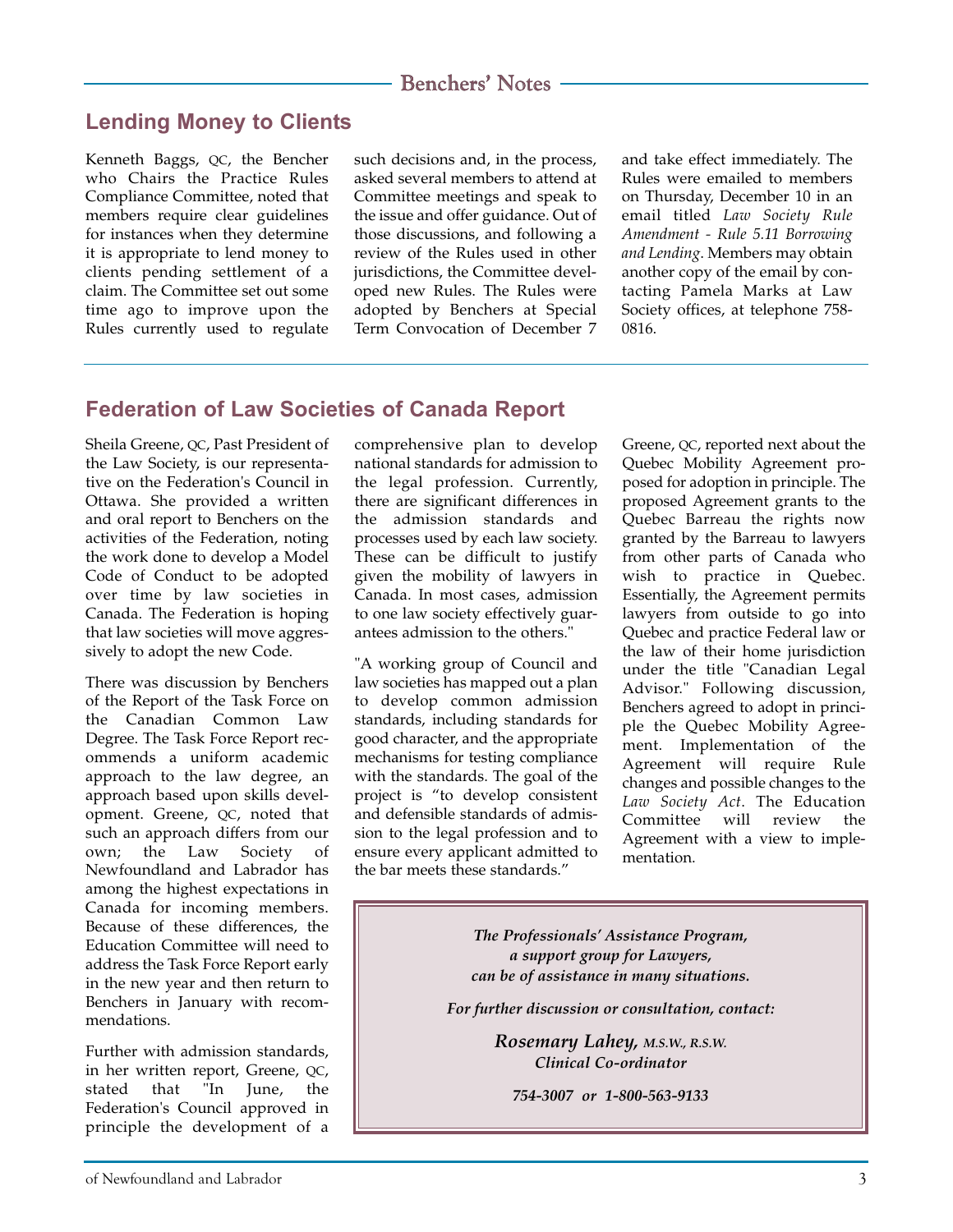## Lending Money to Clients

Kenneth Baggs, QC, the Bencher who Chairs the Practice Rules Compliance Committee, noted that members require clear guidelines for instances when they determine it is appropriate to lend money to clients pending settlement of a claim. The Committee set out some time ago to improve upon the Rules currently used to regulate such decisions and, in the process, asked several members to attend at Committee meetings and speak to the issue and offer guidance. Out of those discussions, and following a review of the Rules used in other jurisdictions, the Committee developed new Rules. The Rules were adopted by Benchers at Special Term Convocation of December 7 and take effect immediately. The Rules were emailed to members on Thursday, December 10 in an email titled *Law Society Rule Amendment - Rule 5.11 Borrowing and Lending*. Members may obtain another copy of the email by contacting Pamela Marks at Law Society offices, at telephone 758-0816.

## Federation of Law Societies of Canada Report

Sheila Greene, QC, Past President of the Law Society, is our representative on the Federation's Council in Ottawa. She provided a written and oral report to Benchers on the activities of the Federation, noting the work done to develop a Model Code of Conduct to be adopted over time by law societies in Canada. The Federation is hoping that law societies will move aggressively to adopt the new Code.

There was discussion by Benchers of the Report of the Task Force on the Canadian Common Law Degree. The Task Force Report recommends a uniform academic approach to the law degree, an approach based upon skills development. Greene, QC, noted that such an approach differs from our own; the Law Society of Newfoundland and Labrador has among the highest expectations in Canada for incoming members. Because of these differences, the Education Committee will need to address the Task Force Report early in the new year and then return to Benchers in January with recommendations.

Further with admission standards, in her written report, Greene, QC, stated that "In June, the Federation's Council approved in principle the development of a comprehensive plan to develop national standards for admission to the legal profession. Currently, there are significant differences in the admission standards and processes used by each law society. These can be difficult to justify given the mobility of lawyers in Canada. In most cases, admission to one law society effectively guarantees admission to the others."

"A working group of Council and law societies has mapped out a plan to develop common admission standards, including standards for good character, and the appropriate mechanisms for testing compliance with the standards. The goal of the project is "to develop consistent and defensible standards of admission to the legal profession and to ensure every applicant admitted to the bar meets these standards."

Greene, QC, reported next about the Quebec Mobility Agreement proposed for adoption in principle. The proposed Agreement grants to the Quebec Barreau the rights now granted by the Barreau to lawyers from other parts of Canada who wish to practice in Quebec. Essentially, the Agreement permits lawyers from outside to go into Quebec and practice Federal law or the law of their home jurisdiction under the title "Canadian Legal Advisor." Following discussion, Benchers agreed to adopt in principle the Quebec Mobility Agreement. Implementation of the Agreement will require Rule changes and possible changes to the *Law Society Act*. The Education Committee will review the Agreement with a view to implementation.

***The Professionals' Assistance Program, a support group for Lawyers, can be of assistance in many situations.***

***For further discussion or consultation, contact:***

***Rosemary Lahey,** M.S.W., R.S.W.*
***Clinical Co-ordinator***

***754-3007 or 1-800-563-9133***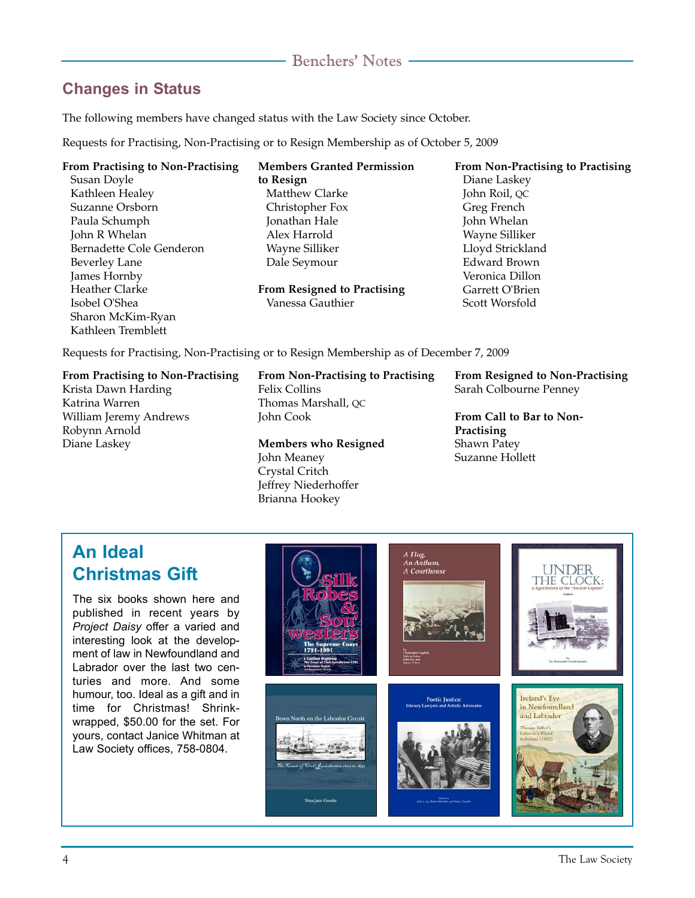## Changes in Status

The following members have changed status with the Law Society since October.

Requests for Practising, Non-Practising or to Resign Membership as of October 5, 2009

**From Practising to Non-Practising**
- Susan Doyle
- Kathleen Healey
- Suzanne Orsborn
- Paula Schumph
- John R Whelan
- Bernadette Cole Genderon
- Beverley Lane
- James Hornby
- Heather Clarke
- Isobel O'Shea
- Sharon McKim-Ryan
- Kathleen Tremblett

**Members Granted Permission to Resign**
- Matthew Clarke
- Christopher Fox
- Jonathan Hale
- Alex Harrold
- Wayne Silliker
- Dale Seymour

**From Resigned to Practising**
- Vanessa Gauthier

**From Non-Practising to Practising**
- Diane Laskey
- John Roil, QC
- Greg French
- John Whelan
- Wayne Silliker
- Lloyd Strickland
- Edward Brown
- Veronica Dillon
- Garrett O'Brien
- Scott Worsfold

Requests for Practising, Non-Practising or to Resign Membership as of December 7, 2009

**From Practising to Non-Practising**
- Krista Dawn Harding
- Katrina Warren
- William Jeremy Andrews
- Robynn Arnold
- Diane Laskey

**From Non-Practising to Practising**
- Felix Collins
- Thomas Marshall, QC
- John Cook

**Members who Resigned**
- John Meaney
- Crystal Critch
- Jeffrey Niederhoffer
- Brianna Hookey

**From Resigned to Non-Practising**
- Sarah Colbourne Penney

**From Call to Bar to Non-Practising**
- Shawn Patey
- Suzanne Hollett

## An Ideal Christmas Gift

The six books shown here and published in recent years by *Project Daisy* offer a varied and interesting look at the development of law in Newfoundland and Labrador over the last two centuries and more. And some humour, too. Ideal as a gift and in time for Christmas! Shrink-wrapped, $50.00 for the set. For yours, contact Janice Whitman at Law Society offices, 758-0804.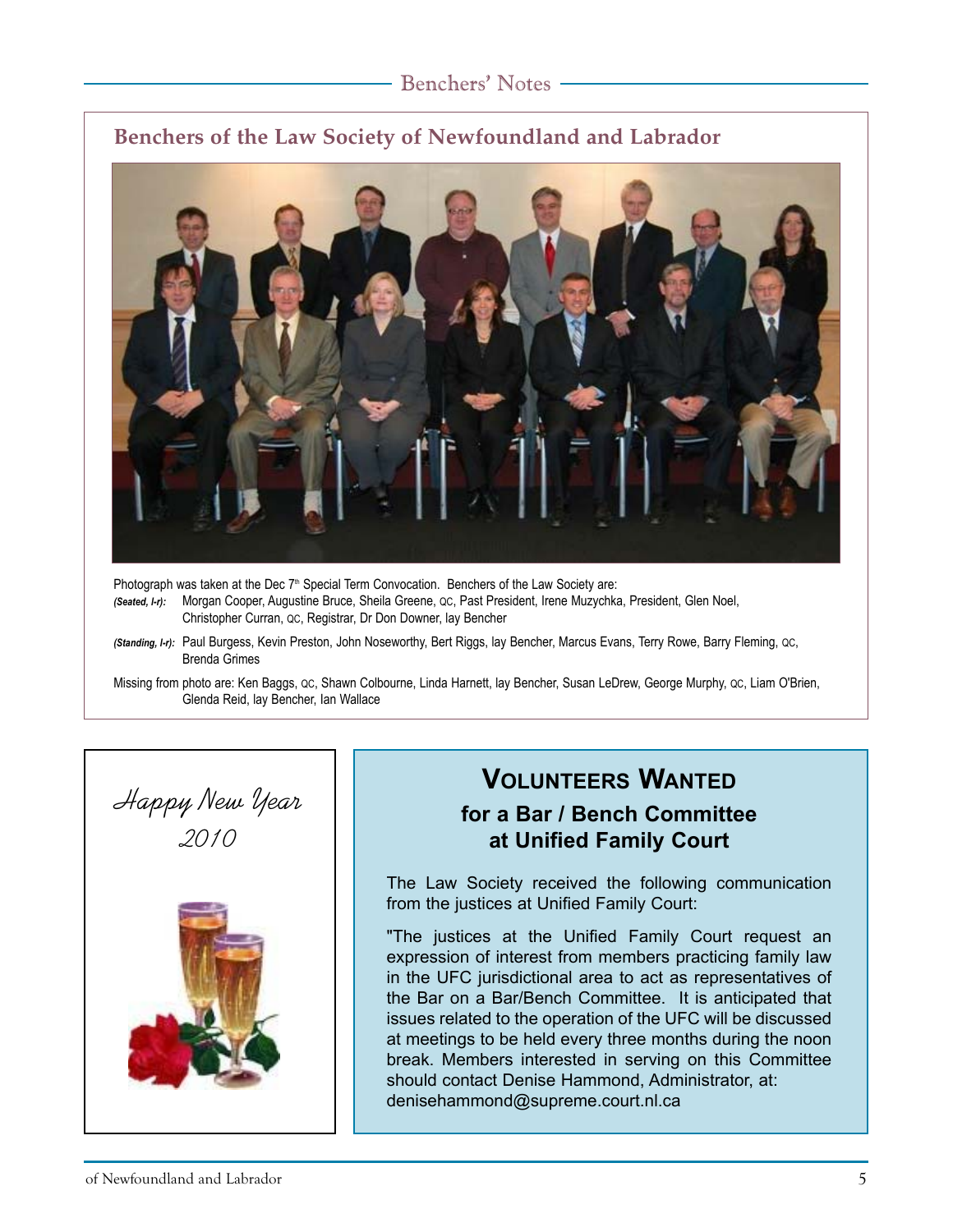## Benchers of the Law Society of Newfoundland and Labrador

Photograph was taken at the Dec 7th Special Term Convocation. Benchers of the Law Society are:

*(Seated, l-r):* Morgan Cooper, Augustine Bruce, Sheila Greene, QC, Past President, Irene Muzychka, President, Glen Noel, Christopher Curran, QC, Registrar, Dr Don Downer, lay Bencher

*(Standing, l-r):* Paul Burgess, Kevin Preston, John Noseworthy, Bert Riggs, lay Bencher, Marcus Evans, Terry Rowe, Barry Fleming, QC, Brenda Grimes

Missing from photo are: Ken Baggs, QC, Shawn Colbourne, Linda Harnett, lay Bencher, Susan LeDrew, George Murphy, QC, Liam O'Brien, Glenda Reid, lay Bencher, Ian Wallace

*Happy New Year 2010*

## Volunteers Wanted

### for a Bar / Bench Committee at Unified Family Court

The Law Society received the following communication from the justices at Unified Family Court:

"The justices at the Unified Family Court request an expression of interest from members practicing family law in the UFC jurisdictional area to act as representatives of the Bar on a Bar/Bench Committee. It is anticipated that issues related to the operation of the UFC will be discussed at meetings to be held every three months during the noon break. Members interested in serving on this Committee should contact Denise Hammond, Administrator, at: denisehammond@supreme.court.nl.ca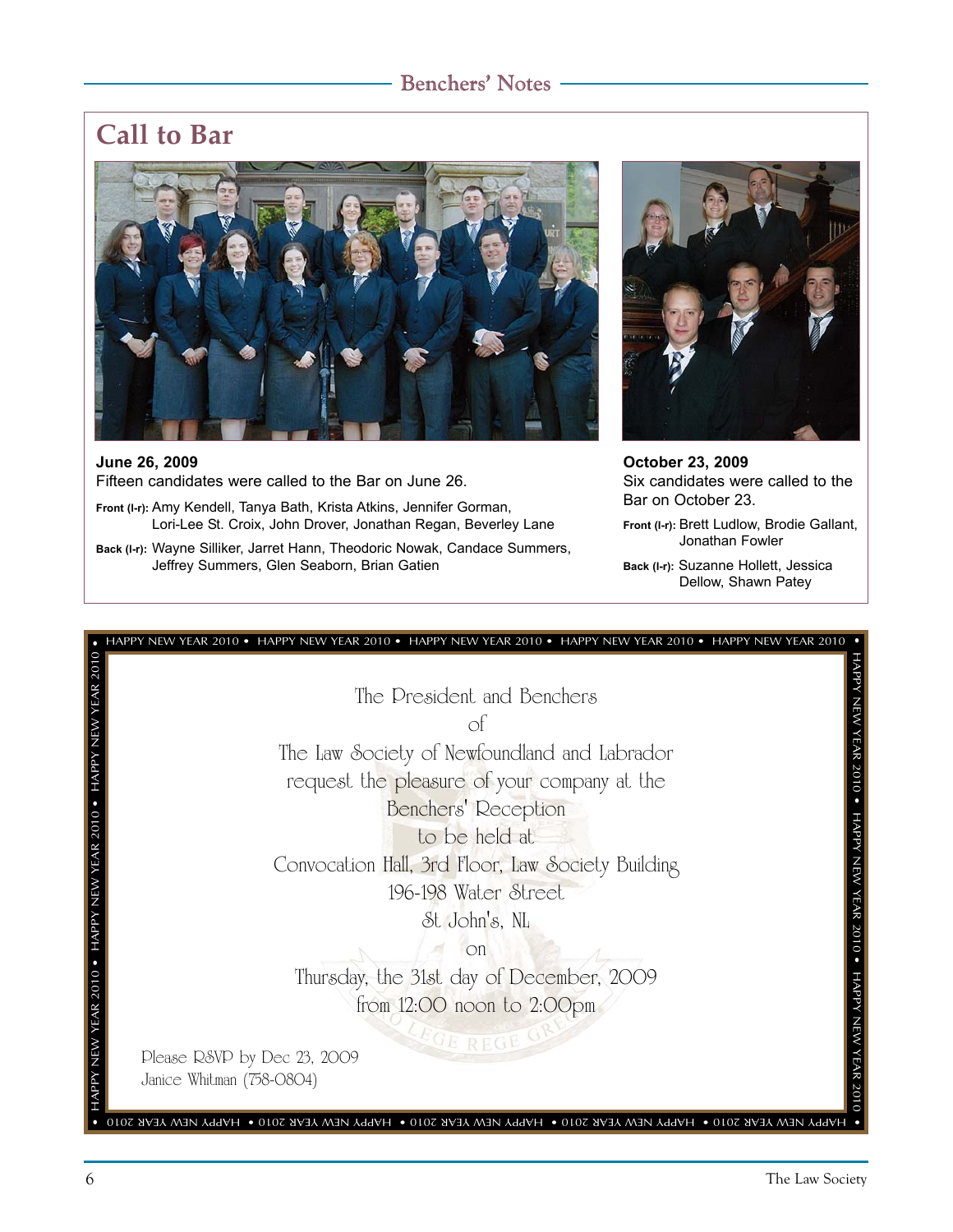## Call to Bar

**June 26, 2009**
Fifteen candidates were called to the Bar on June 26.

**Front (l-r):** Amy Kendell, Tanya Bath, Krista Atkins, Jennifer Gorman, Lori-Lee St. Croix, John Drover, Jonathan Regan, Beverley Lane

**Back (l-r):** Wayne Silliker, Jarret Hann, Theodoric Nowak, Candace Summers, Jeffrey Summers, Glen Seaborn, Brian Gatien

**October 23, 2009**
Six candidates were called to the Bar on October 23.

**Front (l-r):** Brett Ludlow, Brodie Gallant, Jonathan Fowler

**Back (l-r):** Suzanne Hollett, Jessica Dellow, Shawn Patey

HAPPY NEW YEAR 2010 • HAPPY NEW YEAR 2010 • HAPPY NEW YEAR 2010 • HAPPY NEW YEAR 2010 • HAPPY NEW YEAR 2010

The President and Benchers
of
The Law Society of Newfoundland and Labrador
request the pleasure of your company at the
Benchers' Reception
to be held at
Convocation Hall, 3rd Floor, Law Society Building
196-198 Water Street
St John's, NL
on
Thursday, the 31st day of December, 2009
from 12:00 noon to 2:00pm

Please RSVP by Dec 23, 2009
Janice Whitman (758-0804)